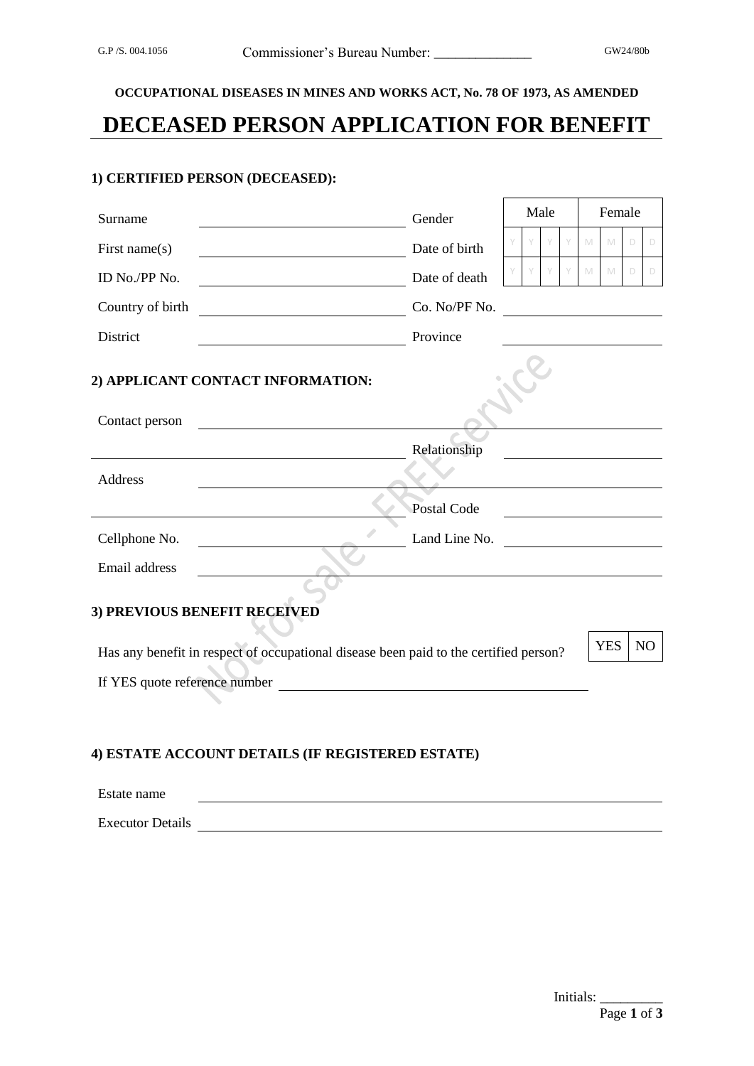G.P /S. 004.1056 Commissioner's Bureau Number: ______________ GW24/80b

**OCCUPATIONAL DISEASES IN MINES AND WORKS ACT, No. 78 OF 1973, AS AMENDED**

# DECEASED PERSON APPLICATION FOR BENEFIT

## 1) CERTIFIED PERSON (DECEASED):

| | | | |
|---|---|---|---|
| Surname | ______________________ | Gender | Male / Female |
| First name(s) | ______________________ | Date of birth | Y Y Y Y M M D D |
| ID No./PP No. | ______________________ | Date of death | Y Y Y Y M M D D |
| Country of birth | ______________________ | Co. No/PF No. | ______________________ |
| District | ______________________ | Province | ______________________ |

## 2) APPLICANT CONTACT INFORMATION:

Contact person ______________________________________________

______________________ Relationship ______________________

Address ______________________________________________

______________________ Postal Code ______________________

Cellphone No. ______________________ Land Line No. ______________________

Email address ______________________________________________

## 3) PREVIOUS BENEFIT RECEIVED

Has any benefit in respect of occupational disease been paid to the certified person? YES | NO

If YES quote reference number ______________________________________________

## 4) ESTATE ACCOUNT DETAILS (IF REGISTERED ESTATE)

Estate name ______________________________________________

Executor Details ______________________________________________

Initials: _________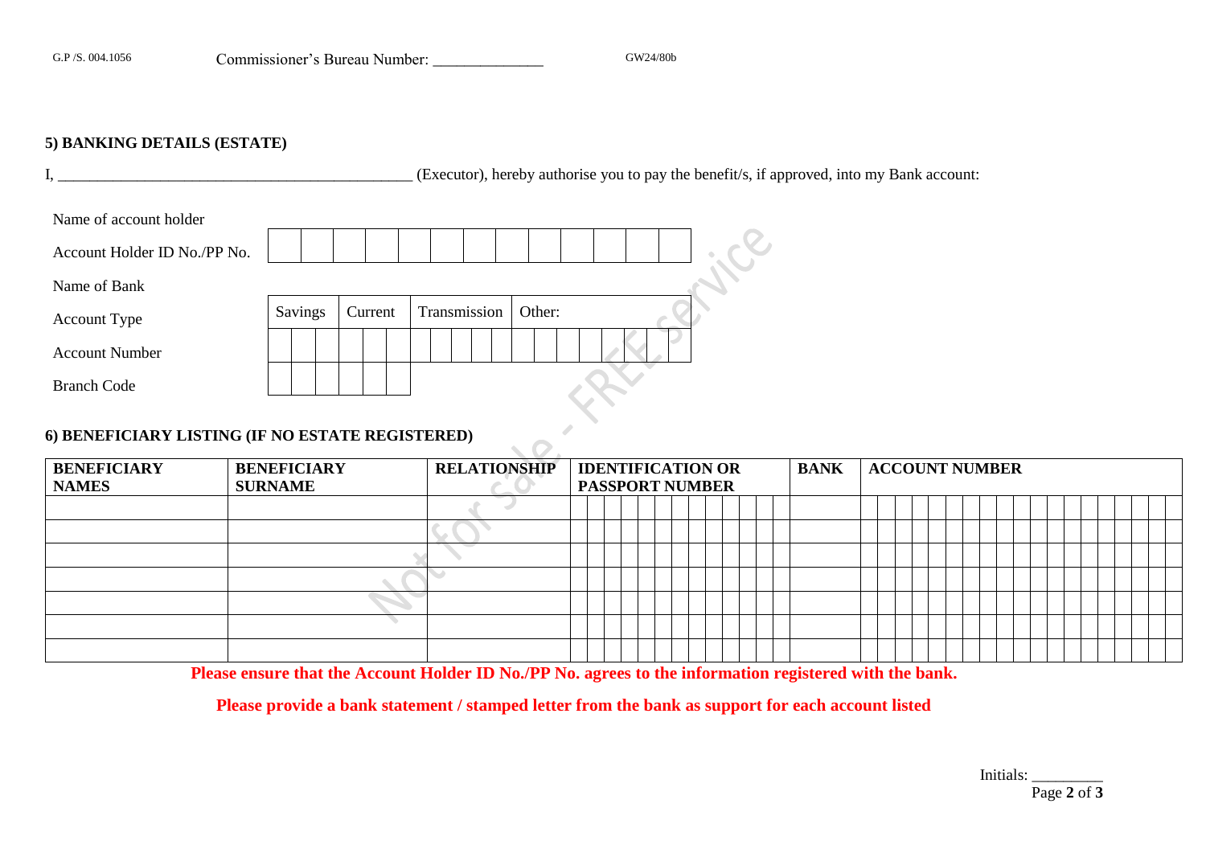G.P /S. 004.1056 Commissioner's Bureau Number: ______________ GW24/80b

## 5) BANKING DETAILS (ESTATE)

I, _____________________________________________ (Executor), hereby authorise you to pay the benefit/s, if approved, into my Bank account:

| | |
|---|---|
| Name of account holder | |
| Account Holder ID No./PP No. | |
| Name of Bank | |
| Account Type | Savings / Current / Transmission / Other: |
| Account Number | |
| Branch Code | |

## 6) BENEFICIARY LISTING (IF NO ESTATE REGISTERED)

| BENEFICIARY NAMES | BENEFICIARY SURNAME | RELATIONSHIP | IDENTIFICATION OR PASSPORT NUMBER | BANK | ACCOUNT NUMBER |
|---|---|---|---|---|---|
| | | | | | |
| | | | | | |
| | | | | | |
| | | | | | |
| | | | | | |
| | | | | | |
| | | | | | |

**Please ensure that the Account Holder ID No./PP No. agrees to the information registered with the bank.**

**Please provide a bank statement / stamped letter from the bank as support for each account listed**

Initials: _________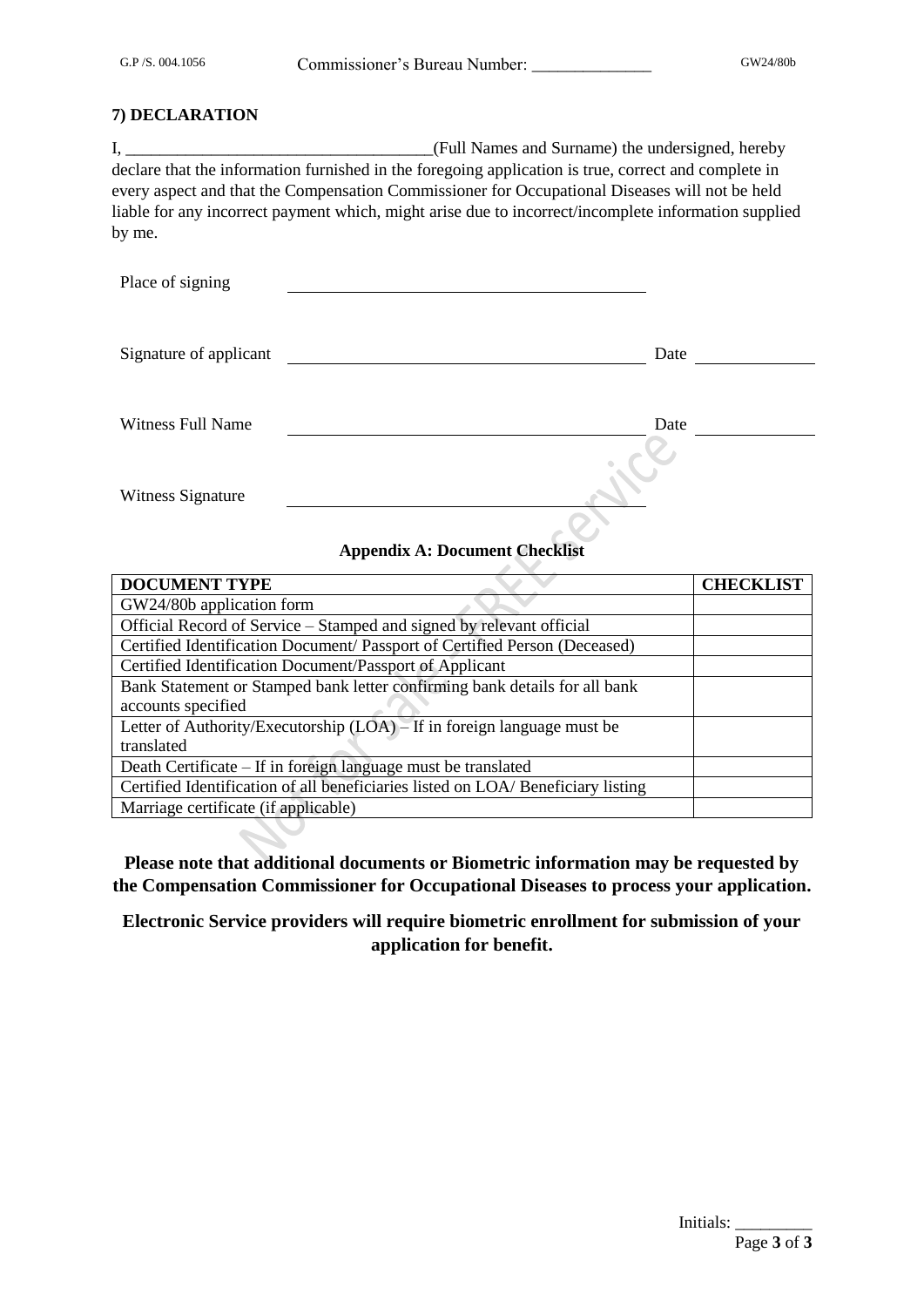Commissioner's Bureau Number: ______________

### 7) DECLARATION

I, ____________________________________(Full Names and Surname) the undersigned, hereby declare that the information furnished in the foregoing application is true, correct and complete in every aspect and that the Compensation Commissioner for Occupational Diseases will not be held liable for any incorrect payment which, might arise due to incorrect/incomplete information supplied by me.

Place of signing ____________________________________

Signature of applicant ____________________________________ Date ______________

Witness Full Name ____________________________________ Date ______________

Witness Signature ____________________________________

### Appendix A: Document Checklist

| DOCUMENT TYPE | CHECKLIST |
|---|---|
| GW24/80b application form | |
| Official Record of Service – Stamped and signed by relevant official | |
| Certified Identification Document/ Passport of Certified Person (Deceased) | |
| Certified Identification Document/Passport of Applicant | |
| Bank Statement or Stamped bank letter confirming bank details for all bank accounts specified | |
| Letter of Authority/Executorship (LOA) – If in foreign language must be translated | |
| Death Certificate – If in foreign language must be translated | |
| Certified Identification of all beneficiaries listed on LOA/ Beneficiary listing | |
| Marriage certificate (if applicable) | |

**Please note that additional documents or Biometric information may be requested by the Compensation Commissioner for Occupational Diseases to process your application.**

**Electronic Service providers will require biometric enrollment for submission of your application for benefit.**

Initials: _________